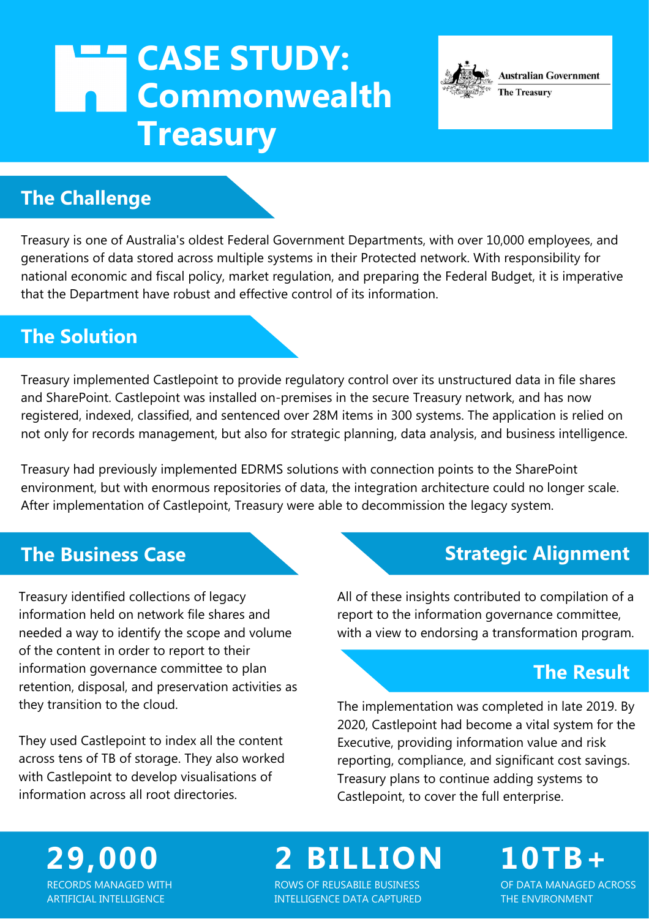# CASE STUDY: Commonwealth Treasury

Australian Government
The Treasury

## The Challenge

Treasury is one of Australia's oldest Federal Government Departments, with over 10,000 employees, and generations of data stored across multiple systems in their Protected network. With responsibility for national economic and fiscal policy, market regulation, and preparing the Federal Budget, it is imperative that the Department have robust and effective control of its information.

## The Solution

Treasury implemented Castlepoint to provide regulatory control over its unstructured data in file shares and SharePoint. Castlepoint was installed on-premises in the secure Treasury network, and has now registered, indexed, classified, and sentenced over 28M items in 300 systems. The application is relied on not only for records management, but also for strategic planning, data analysis, and business intelligence.

Treasury had previously implemented EDRMS solutions with connection points to the SharePoint environment, but with enormous repositories of data, the integration architecture could no longer scale. After implementation of Castlepoint, Treasury were able to decommission the legacy system.

## The Business Case

Treasury identified collections of legacy information held on network file shares and needed a way to identify the scope and volume of the content in order to report to their information governance committee to plan retention, disposal, and preservation activities as they transition to the cloud.

They used Castlepoint to index all the content across tens of TB of storage. They also worked with Castlepoint to develop visualisations of information across all root directories.

## Strategic Alignment

All of these insights contributed to compilation of a report to the information governance committee, with a view to endorsing a transformation program.

## The Result

The implementation was completed in late 2019. By 2020, Castlepoint had become a vital system for the Executive, providing information value and risk reporting, compliance, and significant cost savings. Treasury plans to continue adding systems to Castlepoint, to cover the full enterprise.

**29,000**
RECORDS MANAGED WITH ARTIFICIAL INTELLIGENCE

**2 BILLION**
ROWS OF REUSABILE BUSINESS INTELLIGENCE DATA CAPTURED

**10TB+**
OF DATA MANAGED ACROSS THE ENVIRONMENT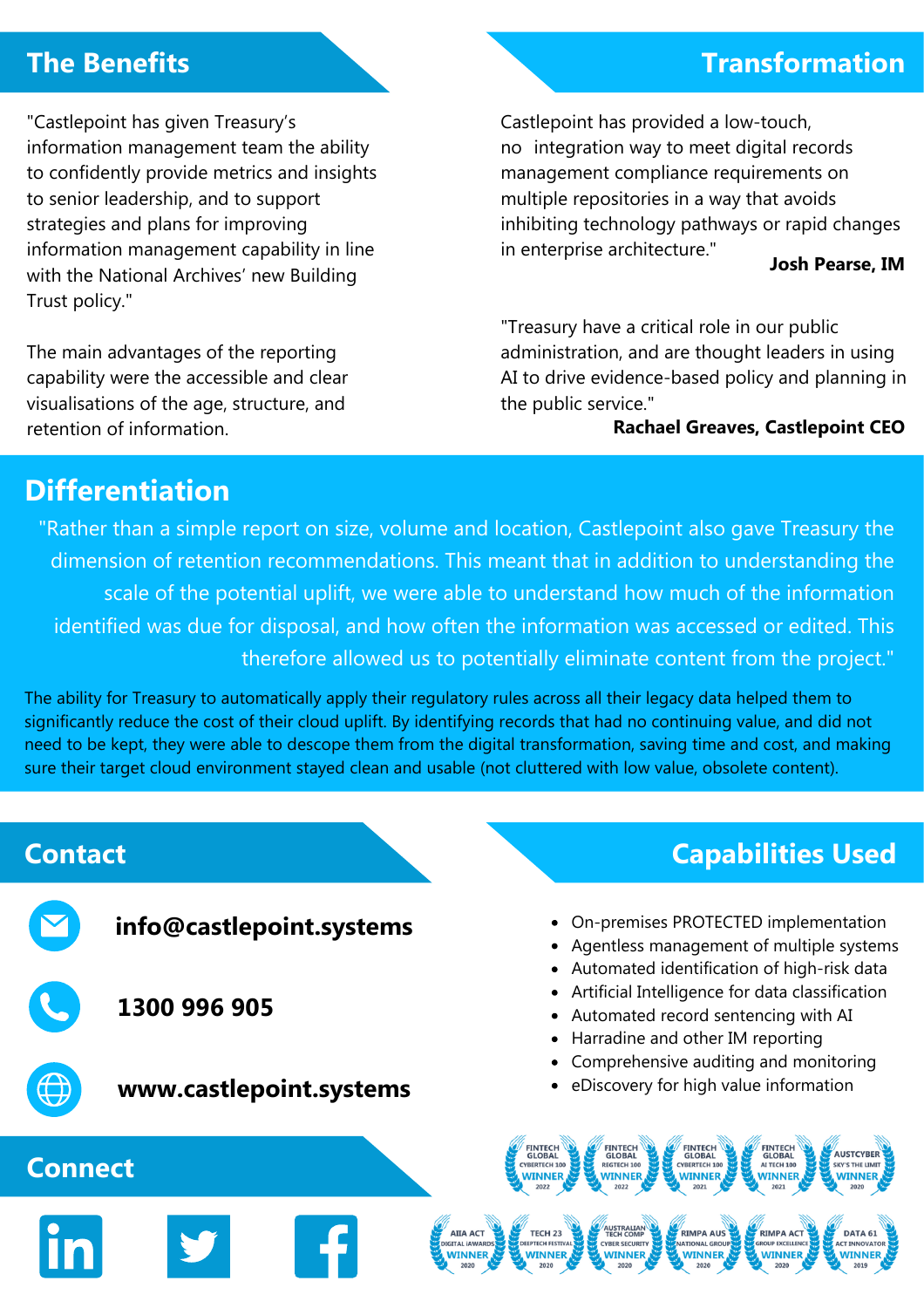## The Benefits

"Castlepoint has given Treasury's information management team the ability to confidently provide metrics and insights to senior leadership, and to support strategies and plans for improving information management capability in line with the National Archives' new Building Trust policy."

The main advantages of the reporting capability were the accessible and clear visualisations of the age, structure, and retention of information.

## Transformation

Castlepoint has provided a low-touch, no integration way to meet digital records management compliance requirements on multiple repositories in a way that avoids inhibiting technology pathways or rapid changes in enterprise architecture."

**Josh Pearse, IM**

"Treasury have a critical role in our public administration, and are thought leaders in using AI to drive evidence-based policy and planning in the public service."

**Rachael Greaves, Castlepoint CEO**

## Differentiation

"Rather than a simple report on size, volume and location, Castlepoint also gave Treasury the dimension of retention recommendations. This meant that in addition to understanding the scale of the potential uplift, we were able to understand how much of the information identified was due for disposal, and how often the information was accessed or edited. This therefore allowed us to potentially eliminate content from the project."

The ability for Treasury to automatically apply their regulatory rules across all their legacy data helped them to significantly reduce the cost of their cloud uplift. By identifying records that had no continuing value, and did not need to be kept, they were able to descope them from the digital transformation, saving time and cost, and making sure their target cloud environment stayed clean and usable (not cluttered with low value, obsolete content).

## Contact

**info@castlepoint.systems**

**1300 996 905**

**www.castlepoint.systems**

## Capabilities Used

- On-premises PROTECTED implementation
- Agentless management of multiple systems
- Automated identification of high-risk data
- Artificial Intelligence for data classification
- Automated record sentencing with AI
- Harradine and other IM reporting
- Comprehensive auditing and monitoring
- eDiscovery for high value information

## Connect

FINTECH GLOBAL CYBERTECH 100 WINNER 2022
FINTECH GLOBAL REGTECH 100 WINNER 2022
FINTECH GLOBAL CYBERTECH 100 WINNER 2021
FINTECH GLOBAL AI TECH 100 WINNER 2021
AUSTCYBER SKY'S THE LIMIT WINNER 2020
AIIA ACT DIGITAL AWARDS WINNER 2020
TECH 23 DEEPTECH FESTIVAL WINNER 2020
AUSTRALIAN TECH COMP CYBER SECURITY WINNER 2020
RIMPA AUS NATIONAL GROUP WINNER 2020
RIMPA ACT GROUP EXCELLENCE WINNER 2020
DATA 61 ACT INNOVATOR WINNER 2019